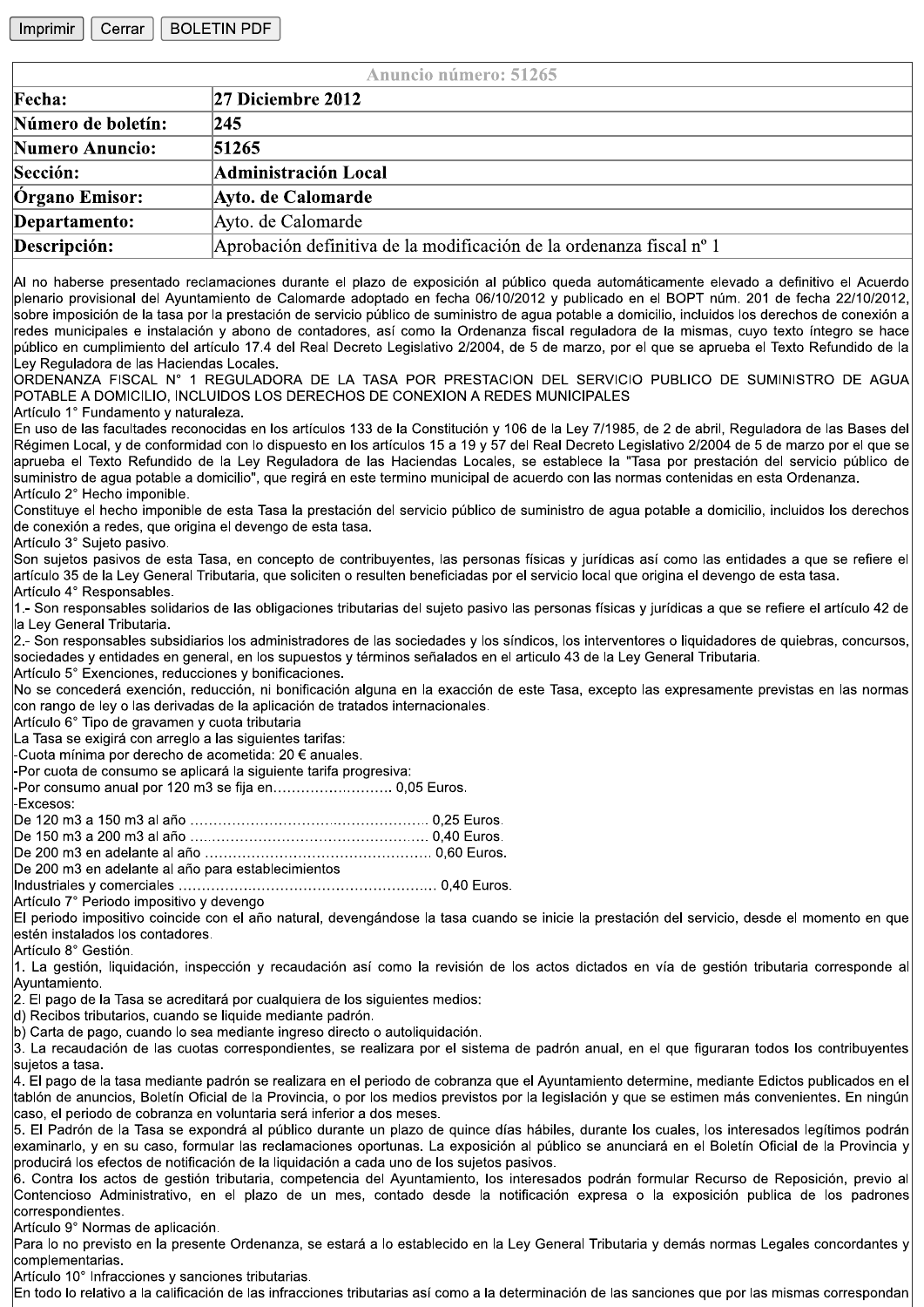| Anuncio número: 51265 | |
|---|---|
| **Fecha:** | **27 Diciembre 2012** |
| **Número de boletín:** | **245** |
| **Numero Anuncio:** | **51265** |
| **Sección:** | **Administración Local** |
| **Órgano Emisor:** | **Ayto. de Calomarde** |
| **Departamento:** | Ayto. de Calomarde |
| **Descripción:** | Aprobación definitiva de la modificación de la ordenanza fiscal nº 1 |

Al no haberse presentado reclamaciones durante el plazo de exposición al público queda automáticamente elevado a definitivo el Acuerdo plenario provisional del Ayuntamiento de Calomarde adoptado en fecha 06/10/2012 y publicado en el BOPT núm. 201 de fecha 22/10/2012, sobre imposición de la tasa por la prestación de servicio público de suministro de agua potable a domicilio, incluidos los derechos de conexión a redes municipales e instalación y abono de contadores, así como la Ordenanza fiscal reguladora de la mismas, cuyo texto íntegro se hace público en cumplimiento del artículo 17.4 del Real Decreto Legislativo 2/2004, de 5 de marzo, por el que se aprueba el Texto Refundido de la Ley Reguladora de las Haciendas Locales.

ORDENANZA FISCAL N° 1 REGULADORA DE LA TASA POR PRESTACION DEL SERVICIO PUBLICO DE SUMINISTRO DE AGUA POTABLE A DOMICILIO, INCLUIDOS LOS DERECHOS DE CONEXION A REDES MUNICIPALES

Artículo 1° Fundamento y naturaleza.

En uso de las facultades reconocidas en los artículos 133 de la Constitución y 106 de la Ley 7/1985, de 2 de abril, Reguladora de las Bases del Régimen Local, y de conformidad con lo dispuesto en los artículos 15 a 19 y 57 del Real Decreto Legislativo 2/2004 de 5 de marzo por el que se aprueba el Texto Refundido de la Ley Reguladora de las Haciendas Locales, se establece la "Tasa por prestación del servicio público de suministro de agua potable a domicilio", que regirá en este termino municipal de acuerdo con las normas contenidas en esta Ordenanza.

Artículo 2° Hecho imponible.

Constituye el hecho imponible de esta Tasa la prestación del servicio público de suministro de agua potable a domicilio, incluidos los derechos de conexión a redes, que origina el devengo de esta tasa.

Artículo 3° Sujeto pasivo.

Son sujetos pasivos de esta Tasa, en concepto de contribuyentes, las personas físicas y jurídicas así como las entidades a que se refiere el artículo 35 de la Ley General Tributaria, que soliciten o resulten beneficiadas por el servicio local que origina el devengo de esta tasa.

Artículo 4° Responsables.

1.- Son responsables solidarios de las obligaciones tributarias del sujeto pasivo las personas físicas y jurídicas a que se refiere el artículo 42 de la Ley General Tributaria.

2.- Son responsables subsidiarios los administradores de las sociedades y los síndicos, los interventores o liquidadores de quiebras, concursos, sociedades y entidades en general, en los supuestos y términos señalados en el articulo 43 de la Ley General Tributaria.

Artículo 5° Exenciones, reducciones y bonificaciones.

No se concederá exención, reducción, ni bonificación alguna en la exacción de este Tasa, excepto las expresamente previstas en las normas con rango de ley o las derivadas de la aplicación de tratados internacionales.

Artículo 6° Tipo de gravamen y cuota tributaria

La Tasa se exigirá con arreglo a las siguientes tarifas:

-Cuota mínima por derecho de acometida: 20 € anuales.

-Por cuota de consumo se aplicará la siguiente tarifa progresiva:

-Por consumo anual por 120 m3 se fija en…………….……….. 0,05 Euros.

-Excesos:

De 120 m3 a 150 m3 al año ……………………………..……………… 0,25 Euros.

De 150 m3 a 200 m3 al año …..……………………………………….. 0,40 Euros.

De 200 m3 en adelante al año ………………………………………… 0,60 Euros.

De 200 m3 en adelante al año para establecimientos

Industriales y comerciales ……………….……………………………… 0,40 Euros.

Artículo 7° Periodo impositivo y devengo

El periodo impositivo coincide con el año natural, devengándose la tasa cuando se inicie la prestación del servicio, desde el momento en que estén instalados los contadores.

Artículo 8° Gestión.

1. La gestión, liquidación, inspección y recaudación así como la revisión de los actos dictados en vía de gestión tributaria corresponde al Ayuntamiento.

2. El pago de la Tasa se acreditará por cualquiera de los siguientes medios:

d) Recibos tributarios, cuando se liquide mediante padrón.

b) Carta de pago, cuando lo sea mediante ingreso directo o autoliquidación.

3. La recaudación de las cuotas correspondientes, se realizara por el sistema de padrón anual, en el que figuraran todos los contribuyentes sujetos a tasa.

4. El pago de la tasa mediante padrón se realizara en el periodo de cobranza que el Ayuntamiento determine, mediante Edictos publicados en el tablón de anuncios, Boletín Oficial de la Provincia, o por los medios previstos por la legislación y que se estimen más convenientes. En ningún caso, el periodo de cobranza en voluntaria será inferior a dos meses.

5. El Padrón de la Tasa se expondrá al público durante un plazo de quince días hábiles, durante los cuales, los interesados legítimos podrán examinarlo, y en su caso, formular las reclamaciones oportunas. La exposición al público se anunciará en el Boletín Oficial de la Provincia y producirá los efectos de notificación de la liquidación a cada uno de los sujetos pasivos.

6. Contra los actos de gestión tributaria, competencia del Ayuntamiento, los interesados podrán formular Recurso de Reposición, previo al Contencioso Administrativo, en el plazo de un mes, contado desde la notificación expresa o la exposición publica de los padrones correspondientes.

Artículo 9° Normas de aplicación.

Para lo no previsto en la presente Ordenanza, se estará a lo establecido en la Ley General Tributaria y demás normas Legales concordantes y complementarias.

Artículo 10° Infracciones y sanciones tributarias.

En todo lo relativo a la calificación de las infracciones tributarias así como a la determinación de las sanciones que por las mismas correspondan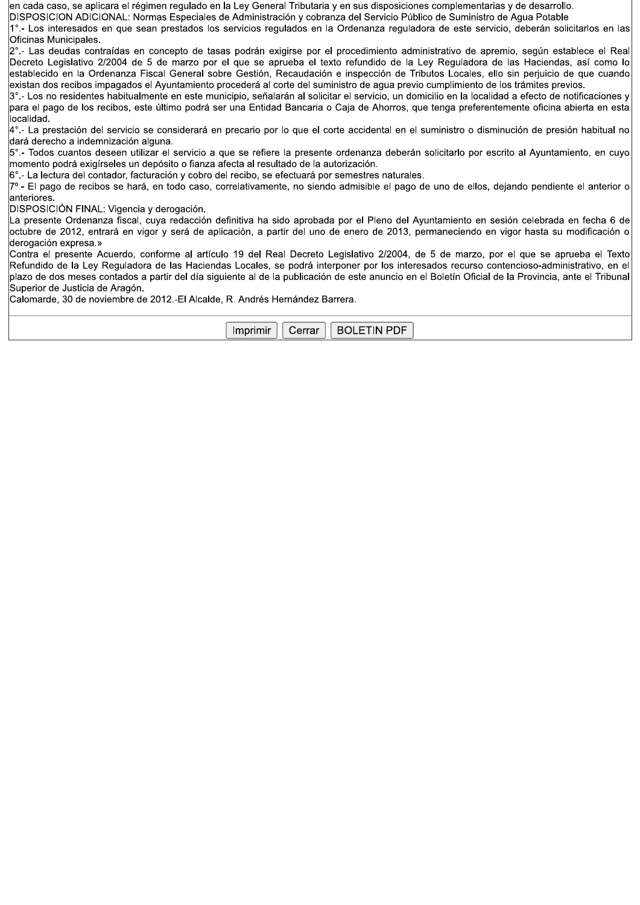en cada caso, se aplicara el régimen regulado en la Ley General Tributaria y en sus disposiciones complementarias y de desarrollo.

DISPOSICION ADICIONAL: Normas Especiales de Administración y cobranza del Servicio Público de Suministro de Agua Potable

1°.- Los interesados en que sean prestados los servicios regulados en la Ordenanza reguladora de este servicio, deberán solicitarlos en las Oficinas Municipales.

2°.- Las deudas contraídas en concepto de tasas podrán exigirse por el procedimiento administrativo de apremio, según establece el Real Decreto Legislativo 2/2004 de 5 de marzo por el que se aprueba el texto refundido de la Ley Reguladora de las Haciendas, así como lo establecido en la Ordenanza Fiscal General sobre Gestión, Recaudación e inspección de Tributos Locales, ello sin perjuicio de que cuando existan dos recibos impagados el Ayuntamiento procederá al corte del suministro de agua previo cumplimiento de los trámites previos.

3°.- Los no residentes habitualmente en este municipio, señalarán al solicitar el servicio, un domicilio en la localidad a efecto de notificaciones y para el pago de los recibos, este último podrá ser una Entidad Bancaria o Caja de Ahorros, que tenga preferentemente oficina abierta en esta localidad.

4°.- La prestación del servicio se considerará en precario por lo que el corte accidental en el suministro o disminución de presión habitual no dará derecho a indemnización alguna.

5°.- Todos cuantos deseen utilizar el servicio a que se refiere la presente ordenanza deberán solicitarlo por escrito al Ayuntamiento, en cuyo momento podrá exigírseles un depósito o fianza afecta al resultado de la autorización.

6°.- La lectura del contador, facturación y cobro del recibo, se efectuará por semestres naturales.

7°.- El pago de recibos se hará, en todo caso, correlativamente, no siendo admisible el pago de uno de ellos, dejando pendiente el anterior o anteriores.

DISPOSICIÓN FINAL: Vigencia y derogación.

La presente Ordenanza fiscal, cuya redacción definitiva ha sido aprobada por el Pleno del Ayuntamiento en sesión celebrada en fecha 6 de octubre de 2012, entrará en vigor y será de aplicación, a partir del uno de enero de 2013, permaneciendo en vigor hasta su modificación o derogación expresa.»

Contra el presente Acuerdo, conforme al artículo 19 del Real Decreto Legislativo 2/2004, de 5 de marzo, por el que se aprueba el Texto Refundido de la Ley Reguladora de las Haciendas Locales, se podrá interponer por los interesados recurso contencioso-administrativo, en el plazo de dos meses contados a partir del día siguiente al de la publicación de este anuncio en el Boletín Oficial de la Provincia, ante el Tribunal Superior de Justicia de Aragón.

Calomarde, 30 de noviembre de 2012.-El Alcalde, R. Andrés Hernández Barrera.